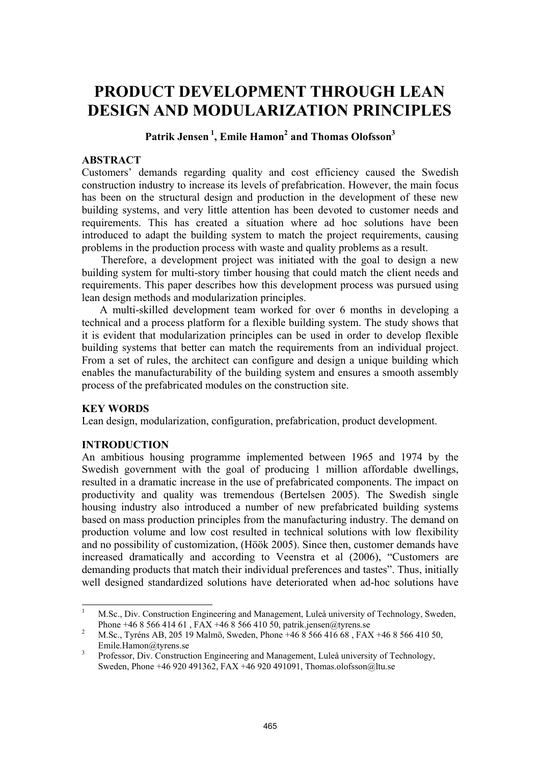# PRODUCT DEVELOPMENT THROUGH LEAN DESIGN AND MODULARIZATION PRINCIPLES

**Patrik Jensen [1], Emile Hamon[2] and Thomas Olofsson[3]**

## ABSTRACT

Customers' demands regarding quality and cost efficiency caused the Swedish construction industry to increase its levels of prefabrication. However, the main focus has been on the structural design and production in the development of these new building systems, and very little attention has been devoted to customer needs and requirements. This has created a situation where ad hoc solutions have been introduced to adapt the building system to match the project requirements, causing problems in the production process with waste and quality problems as a result.

Therefore, a development project was initiated with the goal to design a new building system for multi-story timber housing that could match the client needs and requirements. This paper describes how this development process was pursued using lean design methods and modularization principles.

A multi-skilled development team worked for over 6 months in developing a technical and a process platform for a flexible building system. The study shows that it is evident that modularization principles can be used in order to develop flexible building systems that better can match the requirements from an individual project. From a set of rules, the architect can configure and design a unique building which enables the manufacturability of the building system and ensures a smooth assembly process of the prefabricated modules on the construction site.

## KEY WORDS

Lean design, modularization, configuration, prefabrication, product development.

## INTRODUCTION

An ambitious housing programme implemented between 1965 and 1974 by the Swedish government with the goal of producing 1 million affordable dwellings, resulted in a dramatic increase in the use of prefabricated components. The impact on productivity and quality was tremendous (Bertelsen 2005). The Swedish single housing industry also introduced a number of new prefabricated building systems based on mass production principles from the manufacturing industry. The demand on production volume and low cost resulted in technical solutions with low flexibility and no possibility of customization, (Höök 2005). Since then, customer demands have increased dramatically and according to Veenstra et al (2006), "Customers are demanding products that match their individual preferences and tastes". Thus, initially well designed standardized solutions have deteriorated when ad-hoc solutions have

---

[1] M.Sc., Div. Construction Engineering and Management, Luleå university of Technology, Sweden, Phone +46 8 566 414 61 , FAX +46 8 566 410 50, patrik.jensen@tyrens.se

[2] M.Sc., Tyréns AB, 205 19 Malmö, Sweden, Phone +46 8 566 416 68 , FAX +46 8 566 410 50, Emile.Hamon@tyrens.se

[3] Professor, Div. Construction Engineering and Management, Luleå university of Technology, Sweden, Phone +46 920 491362, FAX +46 920 491091, Thomas.olofsson@ltu.se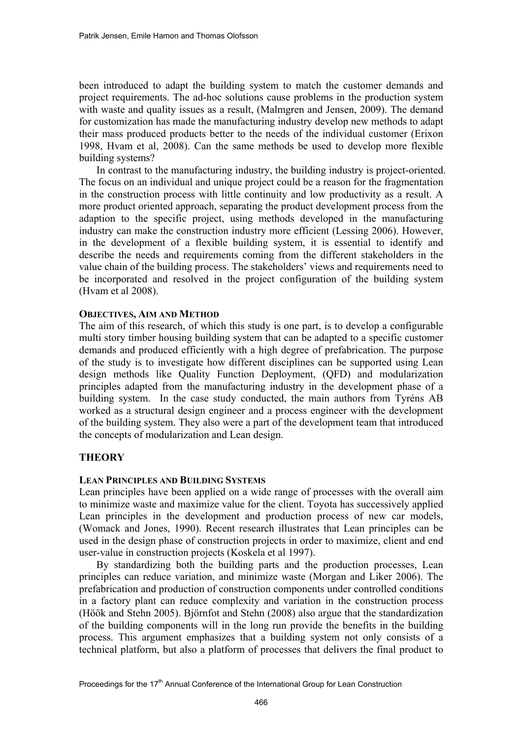been introduced to adapt the building system to match the customer demands and project requirements. The ad-hoc solutions cause problems in the production system with waste and quality issues as a result, (Malmgren and Jensen, 2009). The demand for customization has made the manufacturing industry develop new methods to adapt their mass produced products better to the needs of the individual customer (Erixon 1998, Hvam et al, 2008). Can the same methods be used to develop more flexible building systems?

In contrast to the manufacturing industry, the building industry is project-oriented. The focus on an individual and unique project could be a reason for the fragmentation in the construction process with little continuity and low productivity as a result. A more product oriented approach, separating the product development process from the adaption to the specific project, using methods developed in the manufacturing industry can make the construction industry more efficient (Lessing 2006). However, in the development of a flexible building system, it is essential to identify and describe the needs and requirements coming from the different stakeholders in the value chain of the building process. The stakeholders' views and requirements need to be incorporated and resolved in the project configuration of the building system (Hvam et al 2008).

### OBJECTIVES, AIM AND METHOD

The aim of this research, of which this study is one part, is to develop a configurable multi story timber housing building system that can be adapted to a specific customer demands and produced efficiently with a high degree of prefabrication. The purpose of the study is to investigate how different disciplines can be supported using Lean design methods like Quality Function Deployment, (QFD) and modularization principles adapted from the manufacturing industry in the development phase of a building system. In the case study conducted, the main authors from Tyréns AB worked as a structural design engineer and a process engineer with the development of the building system. They also were a part of the development team that introduced the concepts of modularization and Lean design.

## THEORY

### LEAN PRINCIPLES AND BUILDING SYSTEMS

Lean principles have been applied on a wide range of processes with the overall aim to minimize waste and maximize value for the client. Toyota has successively applied Lean principles in the development and production process of new car models, (Womack and Jones, 1990). Recent research illustrates that Lean principles can be used in the design phase of construction projects in order to maximize, client and end user-value in construction projects (Koskela et al 1997).

By standardizing both the building parts and the production processes, Lean principles can reduce variation, and minimize waste (Morgan and Liker 2006). The prefabrication and production of construction components under controlled conditions in a factory plant can reduce complexity and variation in the construction process (Höök and Stehn 2005). Björnfot and Stehn (2008) also argue that the standardization of the building components will in the long run provide the benefits in the building process. This argument emphasizes that a building system not only consists of a technical platform, but also a platform of processes that delivers the final product to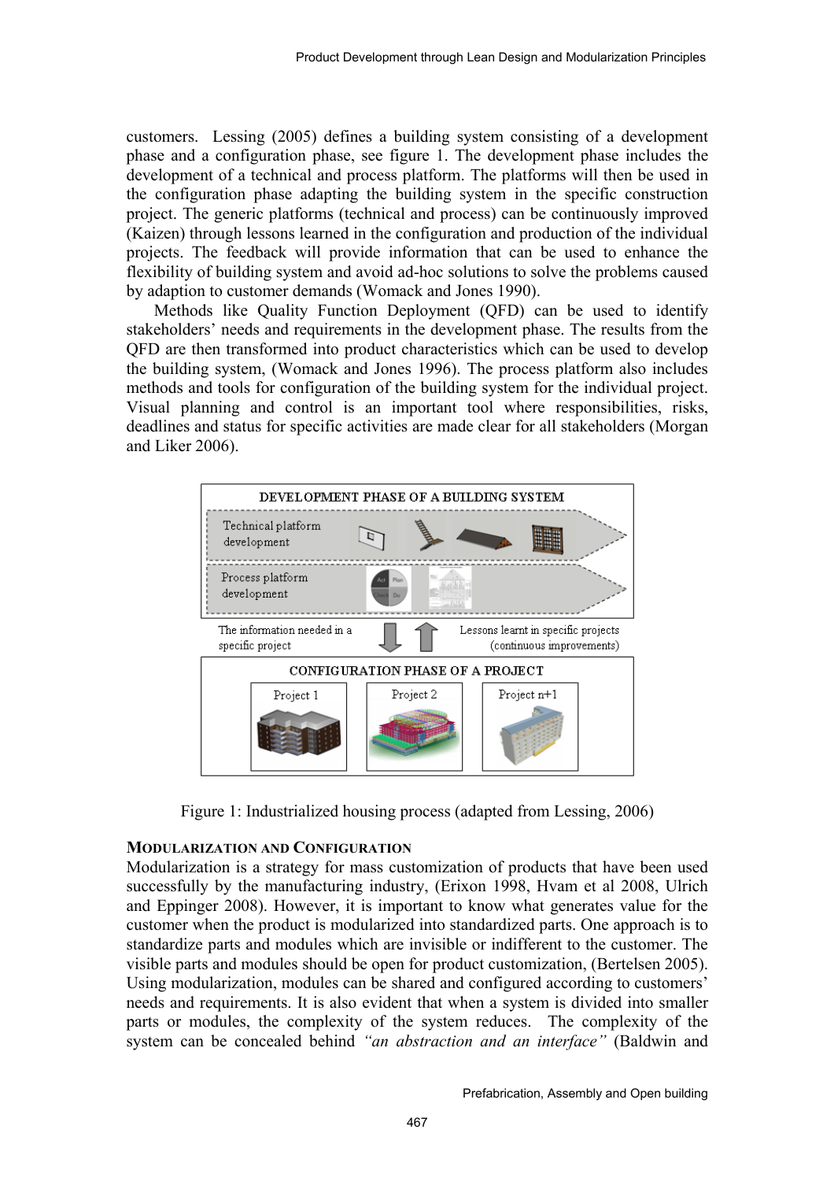customers. Lessing (2005) defines a building system consisting of a development phase and a configuration phase, see figure 1. The development phase includes the development of a technical and process platform. The platforms will then be used in the configuration phase adapting the building system in the specific construction project. The generic platforms (technical and process) can be continuously improved (Kaizen) through lessons learned in the configuration and production of the individual projects. The feedback will provide information that can be used to enhance the flexibility of building system and avoid ad-hoc solutions to solve the problems caused by adaption to customer demands (Womack and Jones 1990).

Methods like Quality Function Deployment (QFD) can be used to identify stakeholders' needs and requirements in the development phase. The results from the QFD are then transformed into product characteristics which can be used to develop the building system, (Womack and Jones 1996). The process platform also includes methods and tools for configuration of the building system for the individual project. Visual planning and control is an important tool where responsibilities, risks, deadlines and status for specific activities are made clear for all stakeholders (Morgan and Liker 2006).

Figure 1: Industrialized housing process (adapted from Lessing, 2006)

### MODULARIZATION AND CONFIGURATION

Modularization is a strategy for mass customization of products that have been used successfully by the manufacturing industry, (Erixon 1998, Hvam et al 2008, Ulrich and Eppinger 2008). However, it is important to know what generates value for the customer when the product is modularized into standardized parts. One approach is to standardize parts and modules which are invisible or indifferent to the customer. The visible parts and modules should be open for product customization, (Bertelsen 2005). Using modularization, modules can be shared and configured according to customers' needs and requirements. It is also evident that when a system is divided into smaller parts or modules, the complexity of the system reduces. The complexity of the system can be concealed behind *"an abstraction and an interface"* (Baldwin and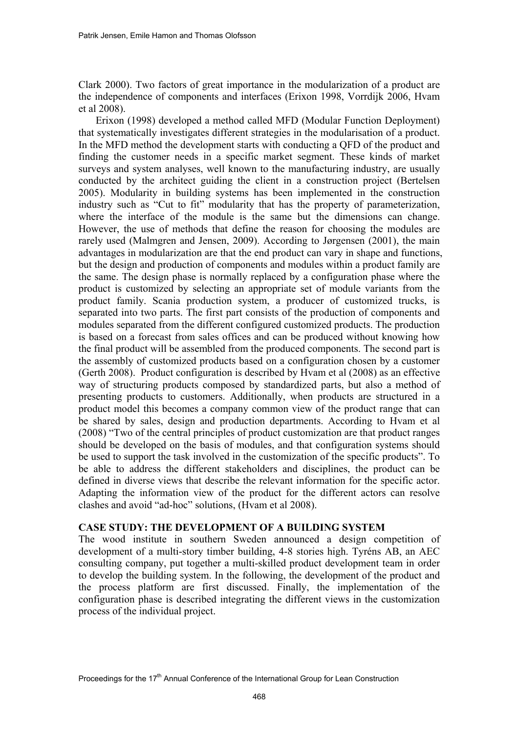Clark 2000). Two factors of great importance in the modularization of a product are the independence of components and interfaces (Erixon 1998, Vorrdijk 2006, Hvam et al 2008).

Erixon (1998) developed a method called MFD (Modular Function Deployment) that systematically investigates different strategies in the modularisation of a product. In the MFD method the development starts with conducting a QFD of the product and finding the customer needs in a specific market segment. These kinds of market surveys and system analyses, well known to the manufacturing industry, are usually conducted by the architect guiding the client in a construction project (Bertelsen 2005). Modularity in building systems has been implemented in the construction industry such as "Cut to fit" modularity that has the property of parameterization, where the interface of the module is the same but the dimensions can change. However, the use of methods that define the reason for choosing the modules are rarely used (Malmgren and Jensen, 2009). According to Jørgensen (2001), the main advantages in modularization are that the end product can vary in shape and functions, but the design and production of components and modules within a product family are the same. The design phase is normally replaced by a configuration phase where the product is customized by selecting an appropriate set of module variants from the product family. Scania production system, a producer of customized trucks, is separated into two parts. The first part consists of the production of components and modules separated from the different configured customized products. The production is based on a forecast from sales offices and can be produced without knowing how the final product will be assembled from the produced components. The second part is the assembly of customized products based on a configuration chosen by a customer (Gerth 2008). Product configuration is described by Hvam et al (2008) as an effective way of structuring products composed by standardized parts, but also a method of presenting products to customers. Additionally, when products are structured in a product model this becomes a company common view of the product range that can be shared by sales, design and production departments. According to Hvam et al (2008) "Two of the central principles of product customization are that product ranges should be developed on the basis of modules, and that configuration systems should be used to support the task involved in the customization of the specific products". To be able to address the different stakeholders and disciplines, the product can be defined in diverse views that describe the relevant information for the specific actor. Adapting the information view of the product for the different actors can resolve clashes and avoid "ad-hoc" solutions, (Hvam et al 2008).

## CASE STUDY: THE DEVELOPMENT OF A BUILDING SYSTEM

The wood institute in southern Sweden announced a design competition of development of a multi-story timber building, 4-8 stories high. Tyréns AB, an AEC consulting company, put together a multi-skilled product development team in order to develop the building system. In the following, the development of the product and the process platform are first discussed. Finally, the implementation of the configuration phase is described integrating the different views in the customization process of the individual project.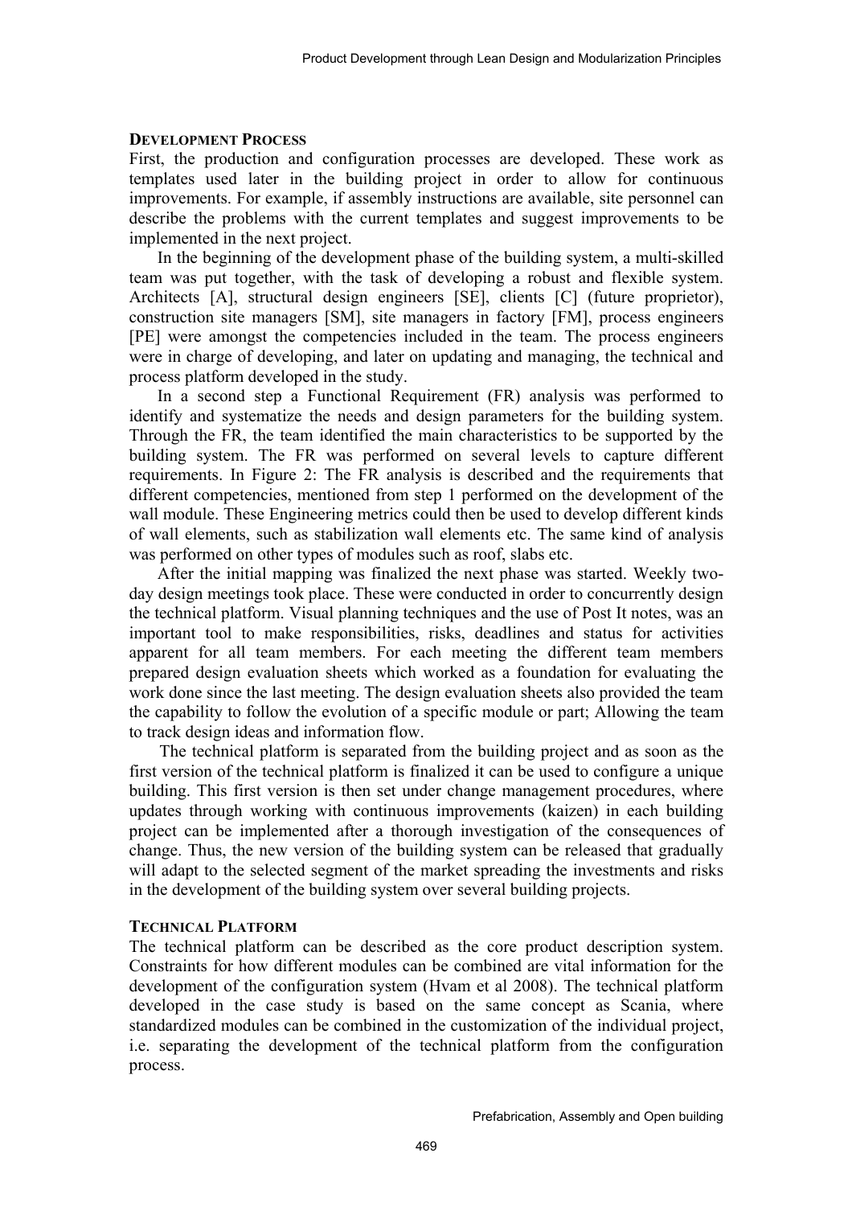#### DEVELOPMENT PROCESS

First, the production and configuration processes are developed. These work as templates used later in the building project in order to allow for continuous improvements. For example, if assembly instructions are available, site personnel can describe the problems with the current templates and suggest improvements to be implemented in the next project.

In the beginning of the development phase of the building system, a multi-skilled team was put together, with the task of developing a robust and flexible system. Architects [A], structural design engineers [SE], clients [C] (future proprietor), construction site managers [SM], site managers in factory [FM], process engineers [PE] were amongst the competencies included in the team. The process engineers were in charge of developing, and later on updating and managing, the technical and process platform developed in the study.

In a second step a Functional Requirement (FR) analysis was performed to identify and systematize the needs and design parameters for the building system. Through the FR, the team identified the main characteristics to be supported by the building system. The FR was performed on several levels to capture different requirements. In Figure 2: The FR analysis is described and the requirements that different competencies, mentioned from step 1 performed on the development of the wall module. These Engineering metrics could then be used to develop different kinds of wall elements, such as stabilization wall elements etc. The same kind of analysis was performed on other types of modules such as roof, slabs etc.

After the initial mapping was finalized the next phase was started. Weekly two-day design meetings took place. These were conducted in order to concurrently design the technical platform. Visual planning techniques and the use of Post It notes, was an important tool to make responsibilities, risks, deadlines and status for activities apparent for all team members. For each meeting the different team members prepared design evaluation sheets which worked as a foundation for evaluating the work done since the last meeting. The design evaluation sheets also provided the team the capability to follow the evolution of a specific module or part; Allowing the team to track design ideas and information flow.

The technical platform is separated from the building project and as soon as the first version of the technical platform is finalized it can be used to configure a unique building. This first version is then set under change management procedures, where updates through working with continuous improvements (kaizen) in each building project can be implemented after a thorough investigation of the consequences of change. Thus, the new version of the building system can be released that gradually will adapt to the selected segment of the market spreading the investments and risks in the development of the building system over several building projects.

#### TECHNICAL PLATFORM

The technical platform can be described as the core product description system. Constraints for how different modules can be combined are vital information for the development of the configuration system (Hvam et al 2008). The technical platform developed in the case study is based on the same concept as Scania, where standardized modules can be combined in the customization of the individual project, i.e. separating the development of the technical platform from the configuration process.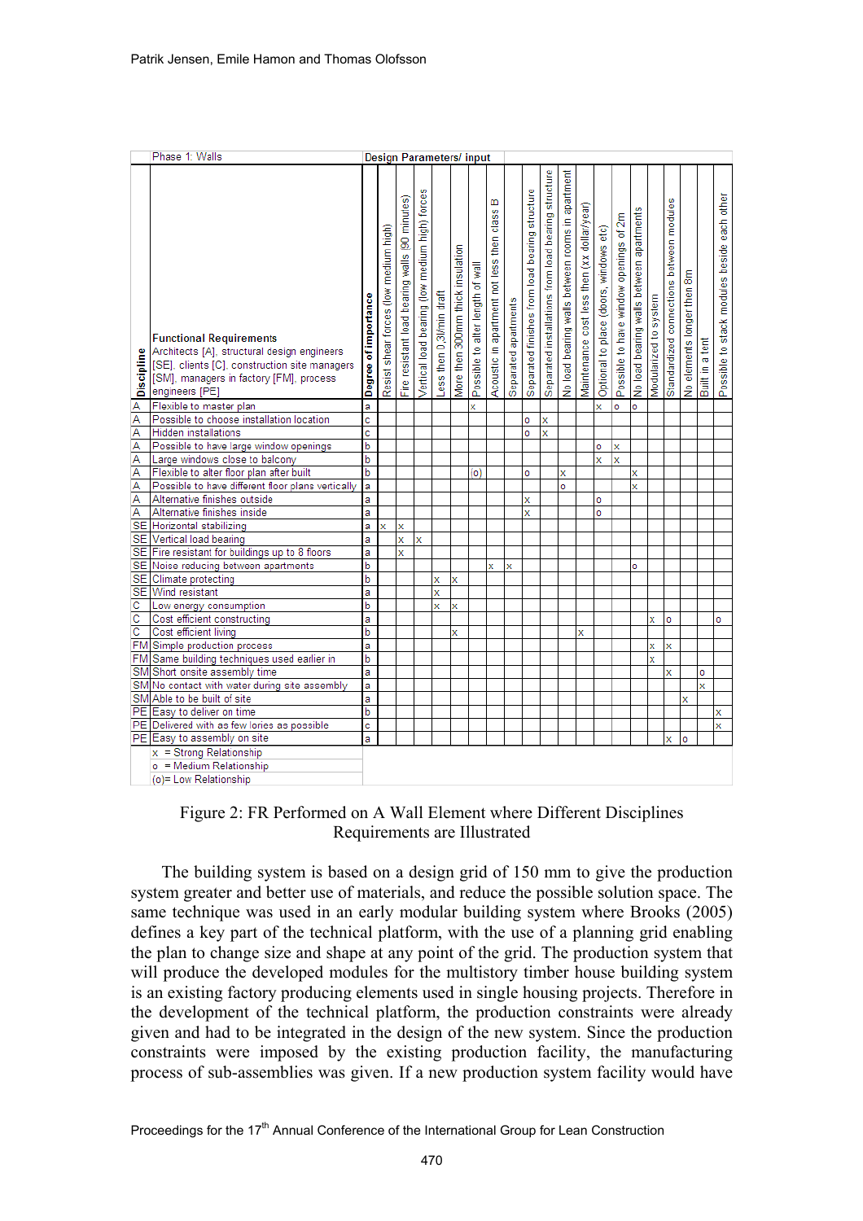| Discipline | Phase 1: Walls<br>**Functional Requirements**<br>Architects [A], structural design engineers [SE], clients [C], construction site managers [SM], managers in factory [FM], process engineers [PE] | **Degree of importance** | **Design Parameters/ input**<br>Resist shear forces (low medium high) | Fire resistant load bearing walls (90 minutes) | Vertical load bearing (low medium high) forces | Less then 0,3l/min draft | More then 300mm thick insulation | Possible to alter length of wall | Acoustic in apartment not less then class B | Separated apartments | Separated finishes from load bearing structure | Separated installations from load bearing structure | No load bearing walls between rooms in apartment | Maintenance cost less then (xx dollar/year) | Optional to place (doors, windows etc) | Possible to have window openings of 2m | No load bearing walls between apartments | Modularized to system | Standardized connections between modules | No elements longer then 8m | Built in a tent | Possible to stack modules beside each other |
|---|---|---|---|---|---|---|---|---|---|---|---|---|---|---|---|---|---|---|---|---|---|---|
| A | Flexible to master plan | a | | | | | | x | | | | | | | x | o | o | | | | | |
| A | Possible to choose installation location | c | | | | | | | | | o | x | | | | | | | | | | |
| A | Hidden installations | c | | | | | | | | | o | x | | | | | | | | | | |
| A | Possible to have large window openings | b | | | | | | | | | | | | | o | x | | | | | | |
| A | Large windows close to balcony | b | | | | | | | | | | | | | x | x | | | | | | |
| A | Flexible to alter floor plan after built | b | | | | | | (o) | | | o | | x | | | | x | | | | | |
| A | Possible to have different floor plans vertically | a | | | | | | | | | | | o | | | | x | | | | | |
| A | Alternative finishes outside | a | | | | | | | | | x | | | | o | | | | | | | |
| A | Alternative finishes inside | a | | | | | | | | | x | | | | o | | | | | | | |
| SE | Horizontal stabilizing | a | x | x | | | | | | | | | | | | | | | | | | |
| SE | Vertical load bearing | a | | x | x | | | | | | | | | | | | | | | | | |
| SE | Fire resistant for buildings up to 8 floors | a | | x | | | | | | | | | | | | | | | | | | |
| SE | Noise reducing between apartments | b | | | | | | | x | x | | | | | | | o | | | | | |
| SE | Climate protecting | b | | | | x | x | | | | | | | | | | | | | | | |
| SE | Wind resistant | a | | | | x | | | | | | | | | | | | | | | | |
| C | Low energy consumption | b | | | | x | x | | | | | | | | | | | | | | | |
| C | Cost efficient constructing | a | | | | | | | | | | | | | | | | x | o | | | o |
| C | Cost efficient living | b | | | | | x | | | | | | | x | | | | | | | | |
| FM | Simple production process | a | | | | | | | | | | | | | | | | x | x | | | |
| FM | Same building techniques used earlier in | b | | | | | | | | | | | | | | | | x | | | | |
| SM | Short onsite assembly time | a | | | | | | | | | | | | | | | | | x | | o | |
| SM | No contact with water during site assembly | a | | | | | | | | | | | | | | | | | | | x | |
| SM | Able to be built of site | a | | | | | | | | | | | | | | | | | | x | | |
| PE | Easy to deliver on time | b | | | | | | | | | | | | | | | | | | | | x |
| PE | Delivered with as few lories as possible | c | | | | | | | | | | | | | | | | | | | | x |
| PE | Easy to assembly on site | a | | | | | | | | | | | | | | | | | x | o | | |

x = Strong Relationship
o = Medium Relationship
(o)= Low Relationship

Figure 2: FR Performed on A Wall Element where Different Disciplines Requirements are Illustrated

The building system is based on a design grid of 150 mm to give the production system greater and better use of materials, and reduce the possible solution space. The same technique was used in an early modular building system where Brooks (2005) defines a key part of the technical platform, with the use of a planning grid enabling the plan to change size and shape at any point of the grid. The production system that will produce the developed modules for the multistory timber house building system is an existing factory producing elements used in single housing projects. Therefore in the development of the technical platform, the production constraints were already given and had to be integrated in the design of the new system. Since the production constraints were imposed by the existing production facility, the manufacturing process of sub-assemblies was given. If a new production system facility would have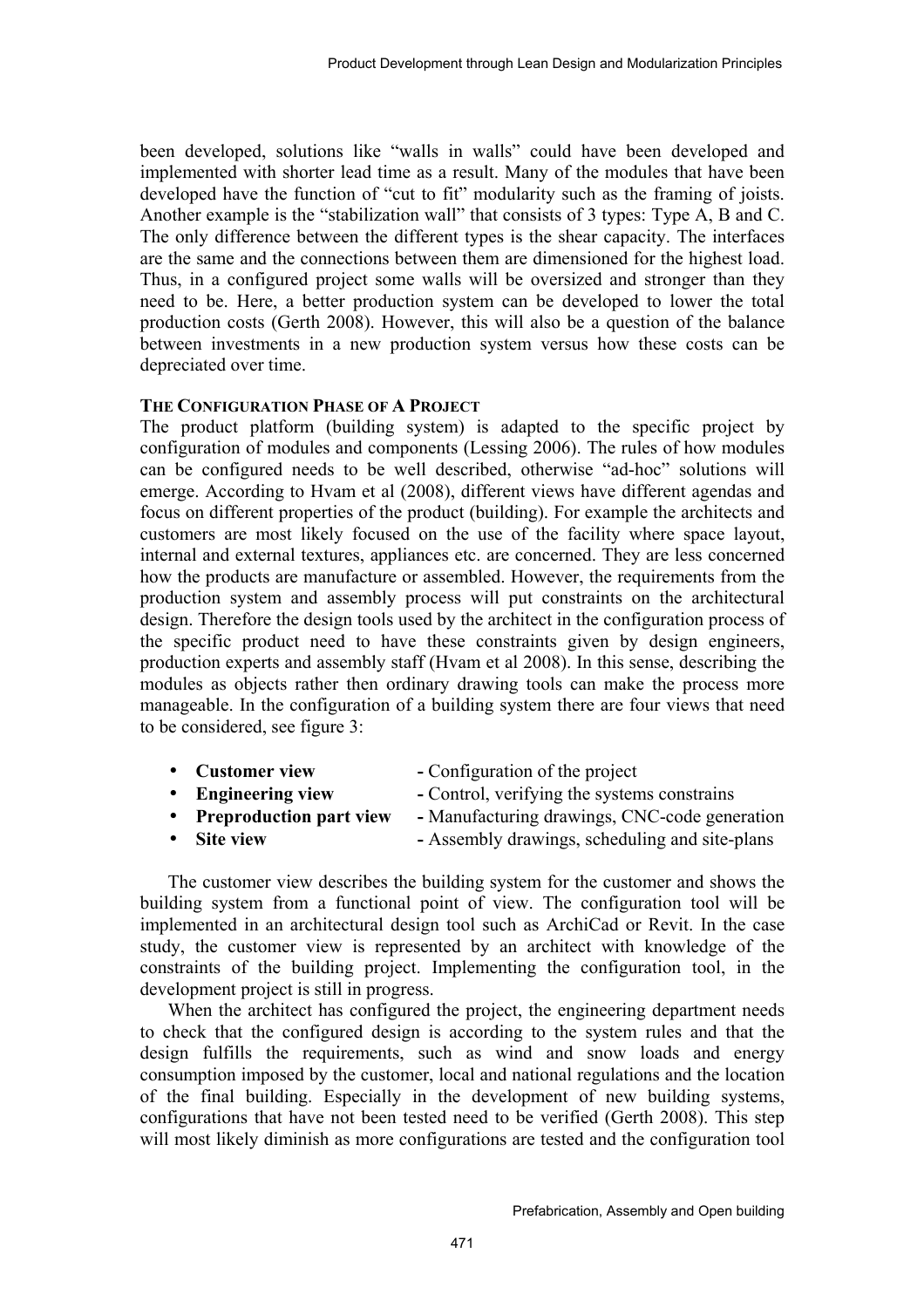been developed, solutions like “walls in walls” could have been developed and implemented with shorter lead time as a result. Many of the modules that have been developed have the function of “cut to fit” modularity such as the framing of joists. Another example is the “stabilization wall” that consists of 3 types: Type A, B and C. The only difference between the different types is the shear capacity. The interfaces are the same and the connections between them are dimensioned for the highest load. Thus, in a configured project some walls will be oversized and stronger than they need to be. Here, a better production system can be developed to lower the total production costs (Gerth 2008). However, this will also be a question of the balance between investments in a new production system versus how these costs can be depreciated over time.

### THE CONFIGURATION PHASE OF A PROJECT

The product platform (building system) is adapted to the specific project by configuration of modules and components (Lessing 2006). The rules of how modules can be configured needs to be well described, otherwise “ad-hoc” solutions will emerge. According to Hvam et al (2008), different views have different agendas and focus on different properties of the product (building). For example the architects and customers are most likely focused on the use of the facility where space layout, internal and external textures, appliances etc. are concerned. They are less concerned how the products are manufacture or assembled. However, the requirements from the production system and assembly process will put constraints on the architectural design. Therefore the design tools used by the architect in the configuration process of the specific product need to have these constraints given by design engineers, production experts and assembly staff (Hvam et al 2008). In this sense, describing the modules as objects rather then ordinary drawing tools can make the process more manageable. In the configuration of a building system there are four views that need to be considered, see figure 3:

- **Customer view** - Configuration of the project
- **Engineering view** - Control, verifying the systems constrains
- **Preproduction part view** - Manufacturing drawings, CNC-code generation
- **Site view** - Assembly drawings, scheduling and site-plans

The customer view describes the building system for the customer and shows the building system from a functional point of view. The configuration tool will be implemented in an architectural design tool such as ArchiCad or Revit. In the case study, the customer view is represented by an architect with knowledge of the constraints of the building project. Implementing the configuration tool, in the development project is still in progress.

When the architect has configured the project, the engineering department needs to check that the configured design is according to the system rules and that the design fulfills the requirements, such as wind and snow loads and energy consumption imposed by the customer, local and national regulations and the location of the final building. Especially in the development of new building systems, configurations that have not been tested need to be verified (Gerth 2008). This step will most likely diminish as more configurations are tested and the configuration tool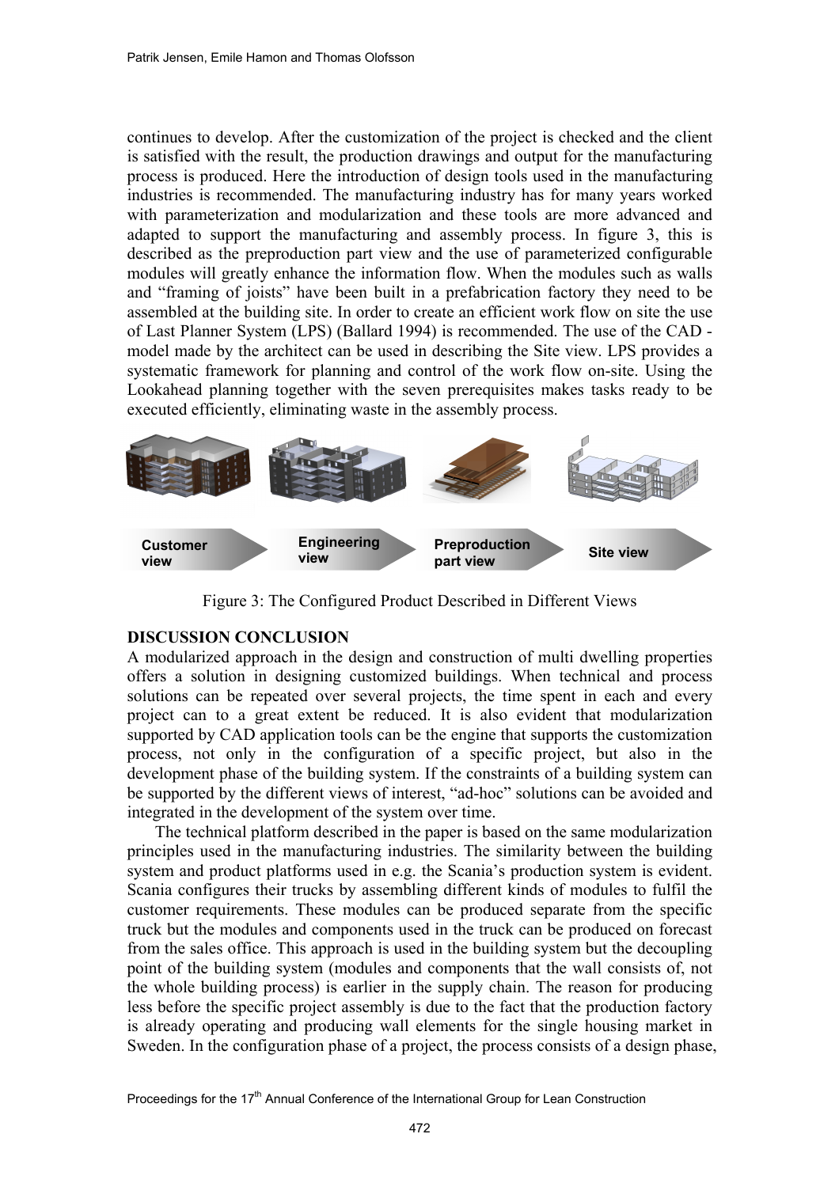continues to develop. After the customization of the project is checked and the client is satisfied with the result, the production drawings and output for the manufacturing process is produced. Here the introduction of design tools used in the manufacturing industries is recommended. The manufacturing industry has for many years worked with parameterization and modularization and these tools are more advanced and adapted to support the manufacturing and assembly process. In figure 3, this is described as the preproduction part view and the use of parameterized configurable modules will greatly enhance the information flow. When the modules such as walls and "framing of joists" have been built in a prefabrication factory they need to be assembled at the building site. In order to create an efficient work flow on site the use of Last Planner System (LPS) (Ballard 1994) is recommended. The use of the CAD - model made by the architect can be used in describing the Site view. LPS provides a systematic framework for planning and control of the work flow on-site. Using the Lookahead planning together with the seven prerequisites makes tasks ready to be executed efficiently, eliminating waste in the assembly process.

Customer view | Engineering view | Preproduction part view | Site view

Figure 3: The Configured Product Described in Different Views

## DISCUSSION CONCLUSION

A modularized approach in the design and construction of multi dwelling properties offers a solution in designing customized buildings. When technical and process solutions can be repeated over several projects, the time spent in each and every project can to a great extent be reduced. It is also evident that modularization supported by CAD application tools can be the engine that supports the customization process, not only in the configuration of a specific project, but also in the development phase of the building system. If the constraints of a building system can be supported by the different views of interest, "ad-hoc" solutions can be avoided and integrated in the development of the system over time.

The technical platform described in the paper is based on the same modularization principles used in the manufacturing industries. The similarity between the building system and product platforms used in e.g. the Scania's production system is evident. Scania configures their trucks by assembling different kinds of modules to fulfil the customer requirements. These modules can be produced separate from the specific truck but the modules and components used in the truck can be produced on forecast from the sales office. This approach is used in the building system but the decoupling point of the building system (modules and components that the wall consists of, not the whole building process) is earlier in the supply chain. The reason for producing less before the specific project assembly is due to the fact that the production factory is already operating and producing wall elements for the single housing market in Sweden. In the configuration phase of a project, the process consists of a design phase,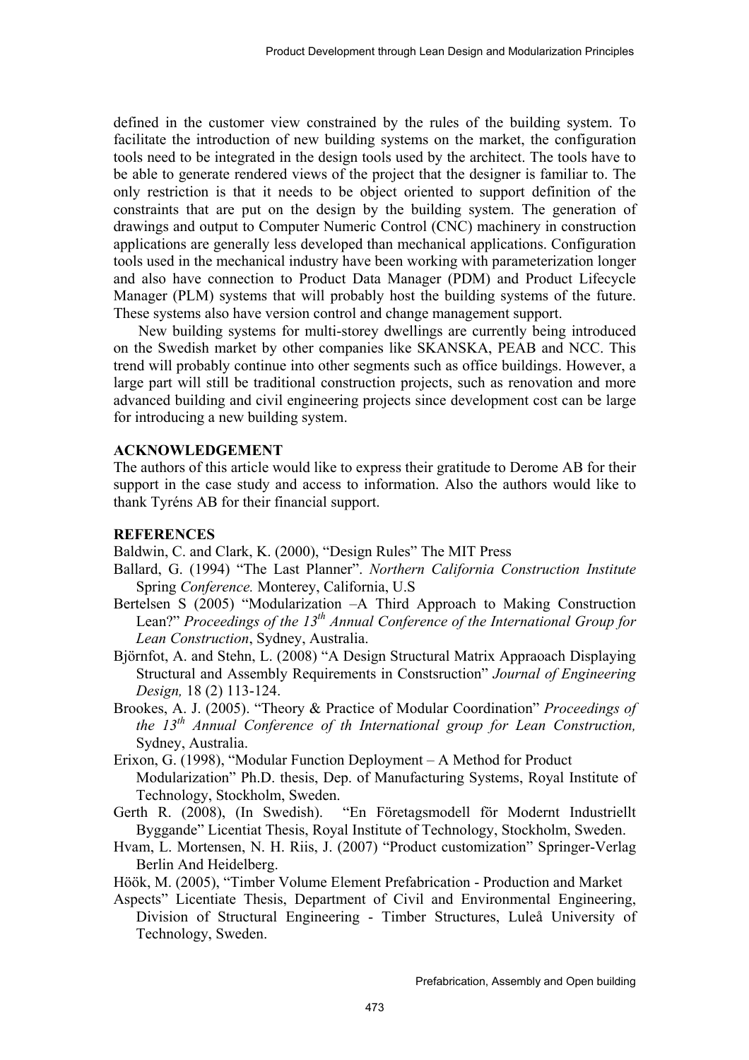defined in the customer view constrained by the rules of the building system. To facilitate the introduction of new building systems on the market, the configuration tools need to be integrated in the design tools used by the architect. The tools have to be able to generate rendered views of the project that the designer is familiar to. The only restriction is that it needs to be object oriented to support definition of the constraints that are put on the design by the building system. The generation of drawings and output to Computer Numeric Control (CNC) machinery in construction applications are generally less developed than mechanical applications. Configuration tools used in the mechanical industry have been working with parameterization longer and also have connection to Product Data Manager (PDM) and Product Lifecycle Manager (PLM) systems that will probably host the building systems of the future. These systems also have version control and change management support.

New building systems for multi-storey dwellings are currently being introduced on the Swedish market by other companies like SKANSKA, PEAB and NCC. This trend will probably continue into other segments such as office buildings. However, a large part will still be traditional construction projects, such as renovation and more advanced building and civil engineering projects since development cost can be large for introducing a new building system.

## ACKNOWLEDGEMENT

The authors of this article would like to express their gratitude to Derome AB for their support in the case study and access to information. Also the authors would like to thank Tyréns AB for their financial support.

## REFERENCES

Baldwin, C. and Clark, K. (2000), "Design Rules" The MIT Press

Ballard, G. (1994) "The Last Planner". *Northern California Construction Institute* Spring *Conference.* Monterey, California, U.S

Bertelsen S (2005) "Modularization –A Third Approach to Making Construction Lean?" *Proceedings of the 13th Annual Conference of the International Group for Lean Construction*, Sydney, Australia.

Björnfot, A. and Stehn, L. (2008) "A Design Structural Matrix Appraoach Displaying Structural and Assembly Requirements in Constsruction" *Journal of Engineering Design,* 18 (2) 113-124.

Brookes, A. J. (2005). "Theory & Practice of Modular Coordination" *Proceedings of the 13th Annual Conference of th International group for Lean Construction,* Sydney, Australia.

Erixon, G. (1998), "Modular Function Deployment – A Method for Product Modularization" Ph.D. thesis, Dep. of Manufacturing Systems, Royal Institute of Technology, Stockholm, Sweden.

Gerth R. (2008), (In Swedish). "En Företagsmodell för Modernt Industriellt Byggande" Licentiat Thesis, Royal Institute of Technology, Stockholm, Sweden.

Hvam, L. Mortensen, N. H. Riis, J. (2007) "Product customization" Springer-Verlag Berlin And Heidelberg.

Höök, M. (2005), "Timber Volume Element Prefabrication - Production and Market Aspects" Licentiate Thesis, Department of Civil and Environmental Engineering, Division of Structural Engineering - Timber Structures, Luleå University of Technology, Sweden.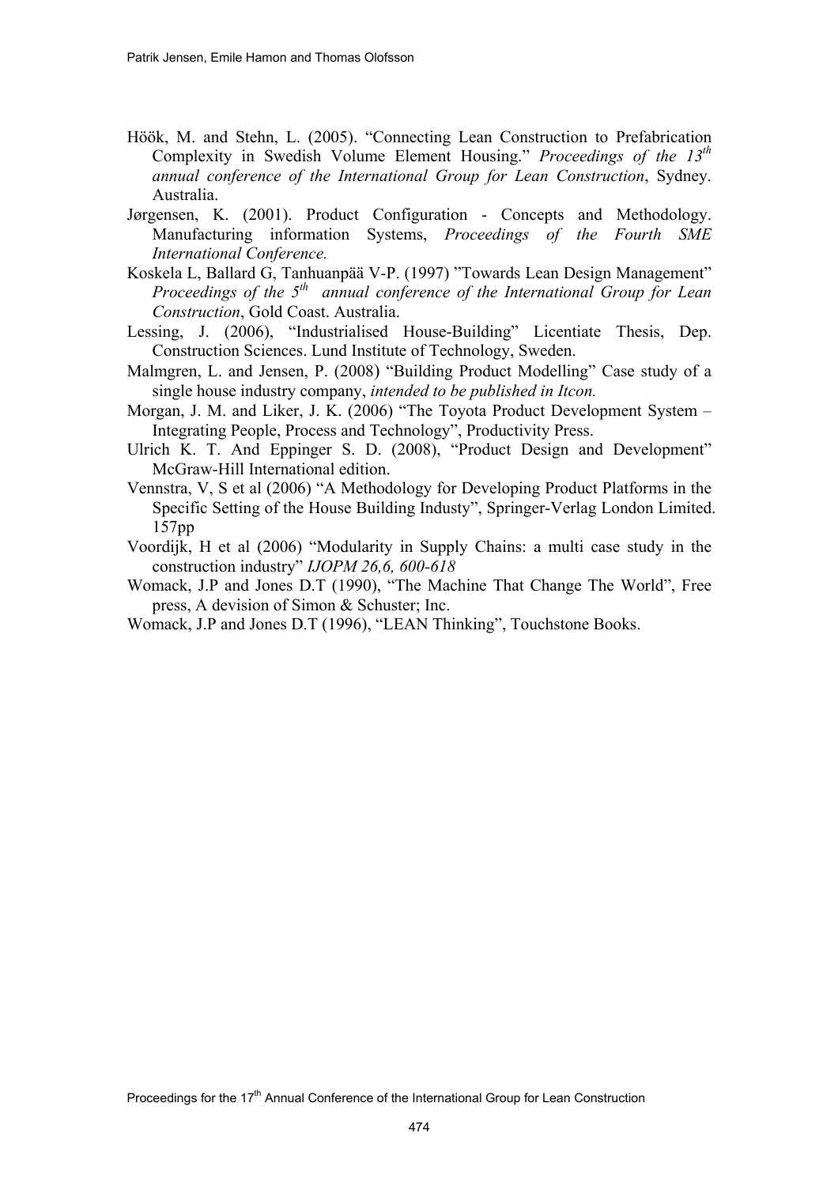Höök, M. and Stehn, L. (2005). "Connecting Lean Construction to Prefabrication Complexity in Swedish Volume Element Housing." *Proceedings of the 13th annual conference of the International Group for Lean Construction*, Sydney. Australia.

Jørgensen, K. (2001). Product Configuration - Concepts and Methodology. Manufacturing information Systems, *Proceedings of the Fourth SME International Conference.*

Koskela L, Ballard G, Tanhuanpää V-P. (1997) "Towards Lean Design Management" *Proceedings of the 5th annual conference of the International Group for Lean Construction*, Gold Coast. Australia.

Lessing, J. (2006), "Industrialised House-Building" Licentiate Thesis, Dep. Construction Sciences. Lund Institute of Technology, Sweden.

Malmgren, L. and Jensen, P. (2008) "Building Product Modelling" Case study of a single house industry company, *intended to be published in Itcon.*

Morgan, J. M. and Liker, J. K. (2006) "The Toyota Product Development System – Integrating People, Process and Technology", Productivity Press.

Ulrich K. T. And Eppinger S. D. (2008), "Product Design and Development" McGraw-Hill International edition.

Vennstra, V, S et al (2006) "A Methodology for Developing Product Platforms in the Specific Setting of the House Building Industy", Springer-Verlag London Limited. 157pp

Voordijk, H et al (2006) "Modularity in Supply Chains: a multi case study in the construction industry" *IJOPM 26,6, 600-618*

Womack, J.P and Jones D.T (1990), "The Machine That Change The World", Free press, A devision of Simon & Schuster; Inc.

Womack, J.P and Jones D.T (1996), "LEAN Thinking", Touchstone Books.